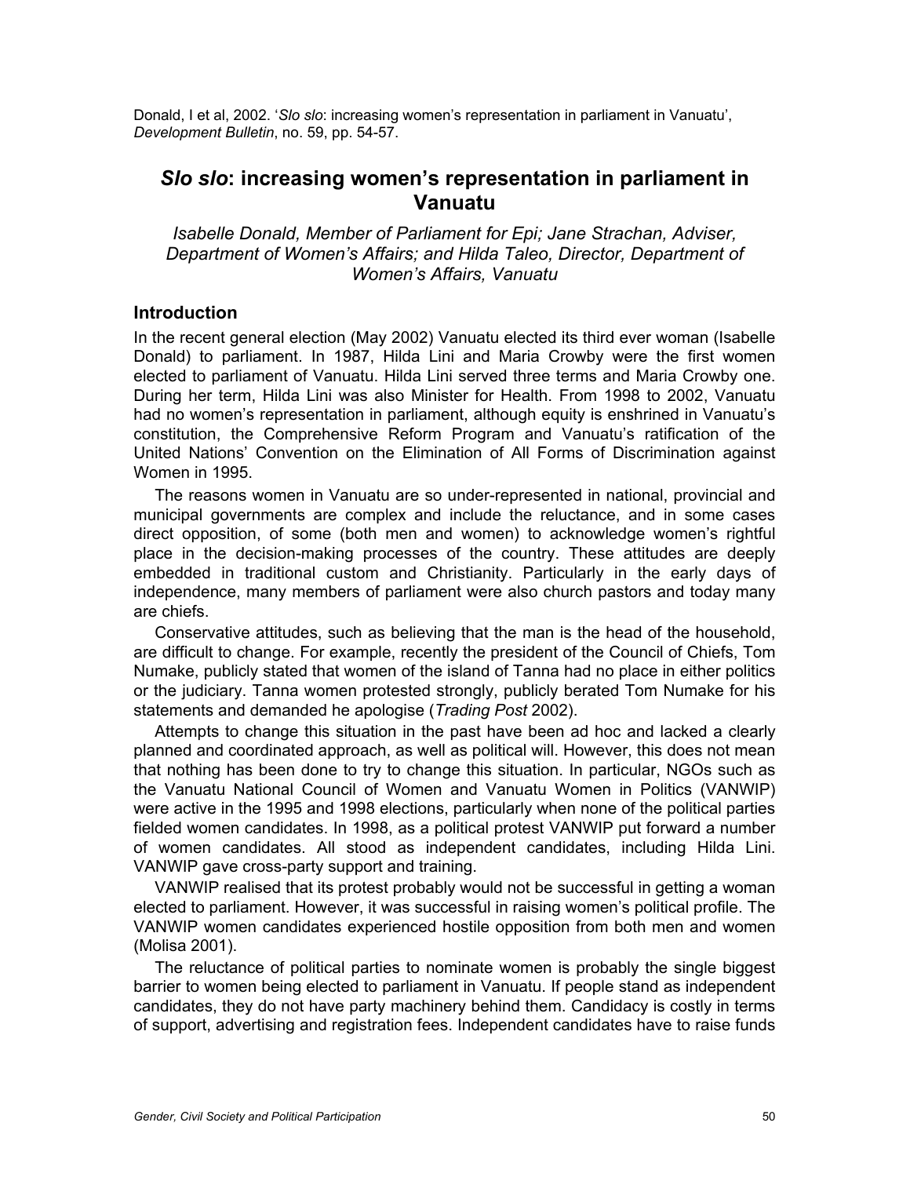Donald, I et al, 2002. '*Slo slo*: increasing women's representation in parliament in Vanuatu', *Development Bulletin*, no. 59, pp. 54-57.

# *Slo slo*: increasing women's representation in parliament in Vanuatu

*Isabelle Donald, Member of Parliament for Epi; Jane Strachan, Adviser, Department of Women's Affairs; and Hilda Taleo, Director, Department of Women's Affairs, Vanuatu*

## Introduction

In the recent general election (May 2002) Vanuatu elected its third ever woman (Isabelle Donald) to parliament. In 1987, Hilda Lini and Maria Crowby were the first women elected to parliament of Vanuatu. Hilda Lini served three terms and Maria Crowby one. During her term, Hilda Lini was also Minister for Health. From 1998 to 2002, Vanuatu had no women's representation in parliament, although equity is enshrined in Vanuatu's constitution, the Comprehensive Reform Program and Vanuatu's ratification of the United Nations' Convention on the Elimination of All Forms of Discrimination against Women in 1995.

The reasons women in Vanuatu are so under-represented in national, provincial and municipal governments are complex and include the reluctance, and in some cases direct opposition, of some (both men and women) to acknowledge women's rightful place in the decision-making processes of the country. These attitudes are deeply embedded in traditional custom and Christianity. Particularly in the early days of independence, many members of parliament were also church pastors and today many are chiefs.

Conservative attitudes, such as believing that the man is the head of the household, are difficult to change. For example, recently the president of the Council of Chiefs, Tom Numake, publicly stated that women of the island of Tanna had no place in either politics or the judiciary. Tanna women protested strongly, publicly berated Tom Numake for his statements and demanded he apologise (*Trading Post* 2002).

Attempts to change this situation in the past have been ad hoc and lacked a clearly planned and coordinated approach, as well as political will. However, this does not mean that nothing has been done to try to change this situation. In particular, NGOs such as the Vanuatu National Council of Women and Vanuatu Women in Politics (VANWIP) were active in the 1995 and 1998 elections, particularly when none of the political parties fielded women candidates. In 1998, as a political protest VANWIP put forward a number of women candidates. All stood as independent candidates, including Hilda Lini. VANWIP gave cross-party support and training.

VANWIP realised that its protest probably would not be successful in getting a woman elected to parliament. However, it was successful in raising women's political profile. The VANWIP women candidates experienced hostile opposition from both men and women (Molisa 2001).

The reluctance of political parties to nominate women is probably the single biggest barrier to women being elected to parliament in Vanuatu. If people stand as independent candidates, they do not have party machinery behind them. Candidacy is costly in terms of support, advertising and registration fees. Independent candidates have to raise funds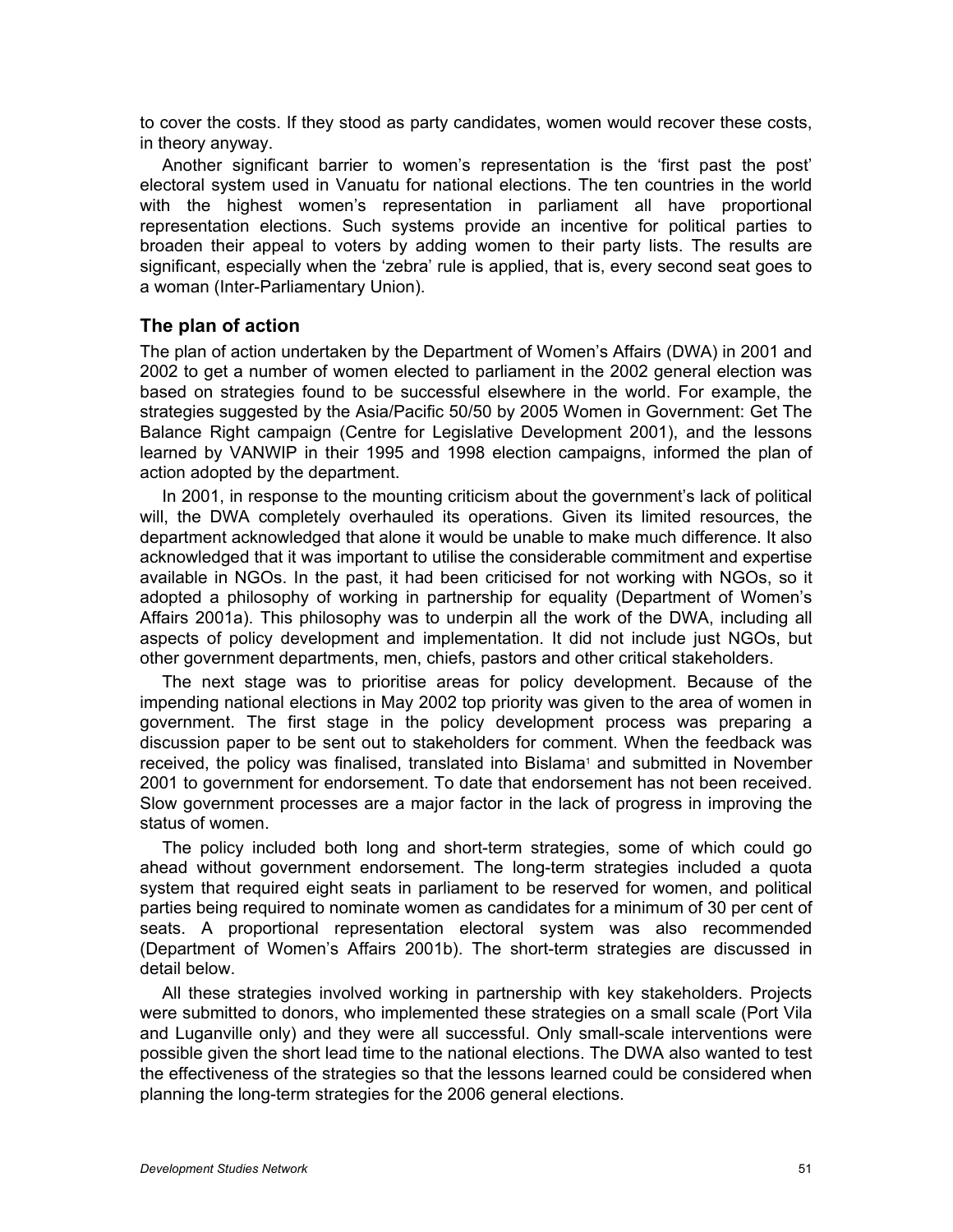to cover the costs. If they stood as party candidates, women would recover these costs, in theory anyway.

Another significant barrier to women's representation is the 'first past the post' electoral system used in Vanuatu for national elections. The ten countries in the world with the highest women's representation in parliament all have proportional representation elections. Such systems provide an incentive for political parties to broaden their appeal to voters by adding women to their party lists. The results are significant, especially when the 'zebra' rule is applied, that is, every second seat goes to a woman (Inter-Parliamentary Union).

## The plan of action

The plan of action undertaken by the Department of Women's Affairs (DWA) in 2001 and 2002 to get a number of women elected to parliament in the 2002 general election was based on strategies found to be successful elsewhere in the world. For example, the strategies suggested by the Asia/Pacific 50/50 by 2005 Women in Government: Get The Balance Right campaign (Centre for Legislative Development 2001), and the lessons learned by VANWIP in their 1995 and 1998 election campaigns, informed the plan of action adopted by the department.

In 2001, in response to the mounting criticism about the government's lack of political will, the DWA completely overhauled its operations. Given its limited resources, the department acknowledged that alone it would be unable to make much difference. It also acknowledged that it was important to utilise the considerable commitment and expertise available in NGOs. In the past, it had been criticised for not working with NGOs, so it adopted a philosophy of working in partnership for equality (Department of Women's Affairs 2001a). This philosophy was to underpin all the work of the DWA, including all aspects of policy development and implementation. It did not include just NGOs, but other government departments, men, chiefs, pastors and other critical stakeholders.

The next stage was to prioritise areas for policy development. Because of the impending national elections in May 2002 top priority was given to the area of women in government. The first stage in the policy development process was preparing a discussion paper to be sent out to stakeholders for comment. When the feedback was received, the policy was finalised, translated into Bislama[1] and submitted in November 2001 to government for endorsement. To date that endorsement has not been received. Slow government processes are a major factor in the lack of progress in improving the status of women.

The policy included both long and short-term strategies, some of which could go ahead without government endorsement. The long-term strategies included a quota system that required eight seats in parliament to be reserved for women, and political parties being required to nominate women as candidates for a minimum of 30 per cent of seats. A proportional representation electoral system was also recommended (Department of Women's Affairs 2001b). The short-term strategies are discussed in detail below.

All these strategies involved working in partnership with key stakeholders. Projects were submitted to donors, who implemented these strategies on a small scale (Port Vila and Luganville only) and they were all successful. Only small-scale interventions were possible given the short lead time to the national elections. The DWA also wanted to test the effectiveness of the strategies so that the lessons learned could be considered when planning the long-term strategies for the 2006 general elections.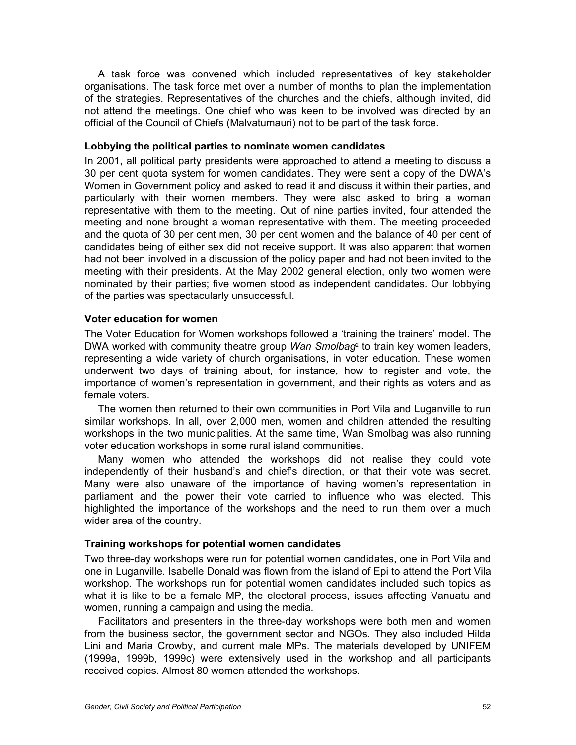A task force was convened which included representatives of key stakeholder organisations. The task force met over a number of months to plan the implementation of the strategies. Representatives of the churches and the chiefs, although invited, did not attend the meetings. One chief who was keen to be involved was directed by an official of the Council of Chiefs (Malvatumauri) not to be part of the task force.

### Lobbying the political parties to nominate women candidates

In 2001, all political party presidents were approached to attend a meeting to discuss a 30 per cent quota system for women candidates. They were sent a copy of the DWA's Women in Government policy and asked to read it and discuss it within their parties, and particularly with their women members. They were also asked to bring a woman representative with them to the meeting. Out of nine parties invited, four attended the meeting and none brought a woman representative with them. The meeting proceeded and the quota of 30 per cent men, 30 per cent women and the balance of 40 per cent of candidates being of either sex did not receive support. It was also apparent that women had not been involved in a discussion of the policy paper and had not been invited to the meeting with their presidents. At the May 2002 general election, only two women were nominated by their parties; five women stood as independent candidates. Our lobbying of the parties was spectacularly unsuccessful.

### Voter education for women

The Voter Education for Women workshops followed a 'training the trainers' model. The DWA worked with community theatre group *Wan Smolbag*[2] to train key women leaders, representing a wide variety of church organisations, in voter education. These women underwent two days of training about, for instance, how to register and vote, the importance of women's representation in government, and their rights as voters and as female voters.

The women then returned to their own communities in Port Vila and Luganville to run similar workshops. In all, over 2,000 men, women and children attended the resulting workshops in the two municipalities. At the same time, Wan Smolbag was also running voter education workshops in some rural island communities.

Many women who attended the workshops did not realise they could vote independently of their husband's and chief's direction, or that their vote was secret. Many were also unaware of the importance of having women's representation in parliament and the power their vote carried to influence who was elected. This highlighted the importance of the workshops and the need to run them over a much wider area of the country.

### Training workshops for potential women candidates

Two three-day workshops were run for potential women candidates, one in Port Vila and one in Luganville. Isabelle Donald was flown from the island of Epi to attend the Port Vila workshop. The workshops run for potential women candidates included such topics as what it is like to be a female MP, the electoral process, issues affecting Vanuatu and women, running a campaign and using the media.

Facilitators and presenters in the three-day workshops were both men and women from the business sector, the government sector and NGOs. They also included Hilda Lini and Maria Crowby, and current male MPs. The materials developed by UNIFEM (1999a, 1999b, 1999c) were extensively used in the workshop and all participants received copies. Almost 80 women attended the workshops.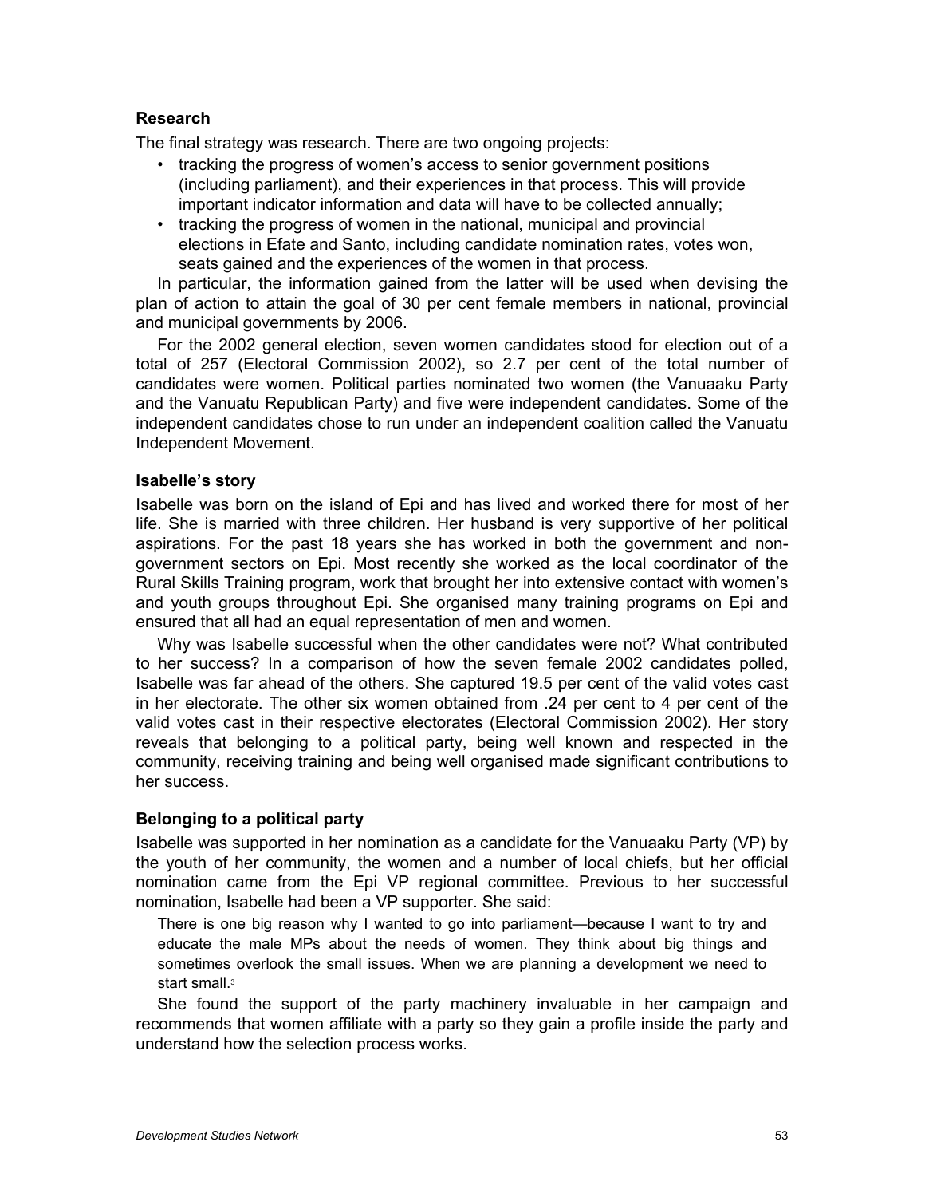### Research

The final strategy was research. There are two ongoing projects:

- tracking the progress of women's access to senior government positions (including parliament), and their experiences in that process. This will provide important indicator information and data will have to be collected annually;
- tracking the progress of women in the national, municipal and provincial elections in Efate and Santo, including candidate nomination rates, votes won, seats gained and the experiences of the women in that process.

In particular, the information gained from the latter will be used when devising the plan of action to attain the goal of 30 per cent female members in national, provincial and municipal governments by 2006.

For the 2002 general election, seven women candidates stood for election out of a total of 257 (Electoral Commission 2002), so 2.7 per cent of the total number of candidates were women. Political parties nominated two women (the Vanuaaku Party and the Vanuatu Republican Party) and five were independent candidates. Some of the independent candidates chose to run under an independent coalition called the Vanuatu Independent Movement.

### Isabelle's story

Isabelle was born on the island of Epi and has lived and worked there for most of her life. She is married with three children. Her husband is very supportive of her political aspirations. For the past 18 years she has worked in both the government and non-government sectors on Epi. Most recently she worked as the local coordinator of the Rural Skills Training program, work that brought her into extensive contact with women's and youth groups throughout Epi. She organised many training programs on Epi and ensured that all had an equal representation of men and women.

Why was Isabelle successful when the other candidates were not? What contributed to her success? In a comparison of how the seven female 2002 candidates polled, Isabelle was far ahead of the others. She captured 19.5 per cent of the valid votes cast in her electorate. The other six women obtained from .24 per cent to 4 per cent of the valid votes cast in their respective electorates (Electoral Commission 2002). Her story reveals that belonging to a political party, being well known and respected in the community, receiving training and being well organised made significant contributions to her success.

### Belonging to a political party

Isabelle was supported in her nomination as a candidate for the Vanuaaku Party (VP) by the youth of her community, the women and a number of local chiefs, but her official nomination came from the Epi VP regional committee. Previous to her successful nomination, Isabelle had been a VP supporter. She said:

> There is one big reason why I wanted to go into parliament—because I want to try and educate the male MPs about the needs of women. They think about big things and sometimes overlook the small issues. When we are planning a development we need to start small.[3]

She found the support of the party machinery invaluable in her campaign and recommends that women affiliate with a party so they gain a profile inside the party and understand how the selection process works.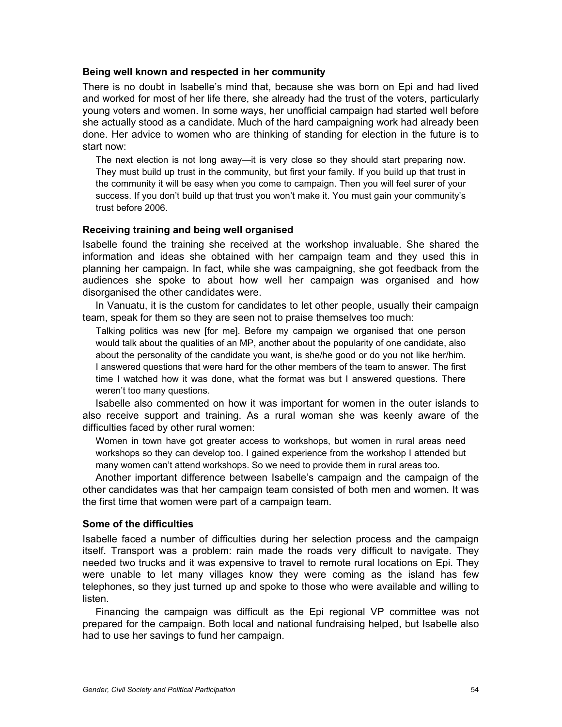### Being well known and respected in her community

There is no doubt in Isabelle's mind that, because she was born on Epi and had lived and worked for most of her life there, she already had the trust of the voters, particularly young voters and women. In some ways, her unofficial campaign had started well before she actually stood as a candidate. Much of the hard campaigning work had already been done. Her advice to women who are thinking of standing for election in the future is to start now:

> The next election is not long away—it is very close so they should start preparing now. They must build up trust in the community, but first your family. If you build up that trust in the community it will be easy when you come to campaign. Then you will feel surer of your success. If you don't build up that trust you won't make it. You must gain your community's trust before 2006.

### Receiving training and being well organised

Isabelle found the training she received at the workshop invaluable. She shared the information and ideas she obtained with her campaign team and they used this in planning her campaign. In fact, while she was campaigning, she got feedback from the audiences she spoke to about how well her campaign was organised and how disorganised the other candidates were.

In Vanuatu, it is the custom for candidates to let other people, usually their campaign team, speak for them so they are seen not to praise themselves too much:

> Talking politics was new [for me]. Before my campaign we organised that one person would talk about the qualities of an MP, another about the popularity of one candidate, also about the personality of the candidate you want, is she/he good or do you not like her/him. I answered questions that were hard for the other members of the team to answer. The first time I watched how it was done, what the format was but I answered questions. There weren't too many questions.

Isabelle also commented on how it was important for women in the outer islands to also receive support and training. As a rural woman she was keenly aware of the difficulties faced by other rural women:

> Women in town have got greater access to workshops, but women in rural areas need workshops so they can develop too. I gained experience from the workshop I attended but many women can't attend workshops. So we need to provide them in rural areas too.

Another important difference between Isabelle's campaign and the campaign of the other candidates was that her campaign team consisted of both men and women. It was the first time that women were part of a campaign team.

### Some of the difficulties

Isabelle faced a number of difficulties during her selection process and the campaign itself. Transport was a problem: rain made the roads very difficult to navigate. They needed two trucks and it was expensive to travel to remote rural locations on Epi. They were unable to let many villages know they were coming as the island has few telephones, so they just turned up and spoke to those who were available and willing to listen.

Financing the campaign was difficult as the Epi regional VP committee was not prepared for the campaign. Both local and national fundraising helped, but Isabelle also had to use her savings to fund her campaign.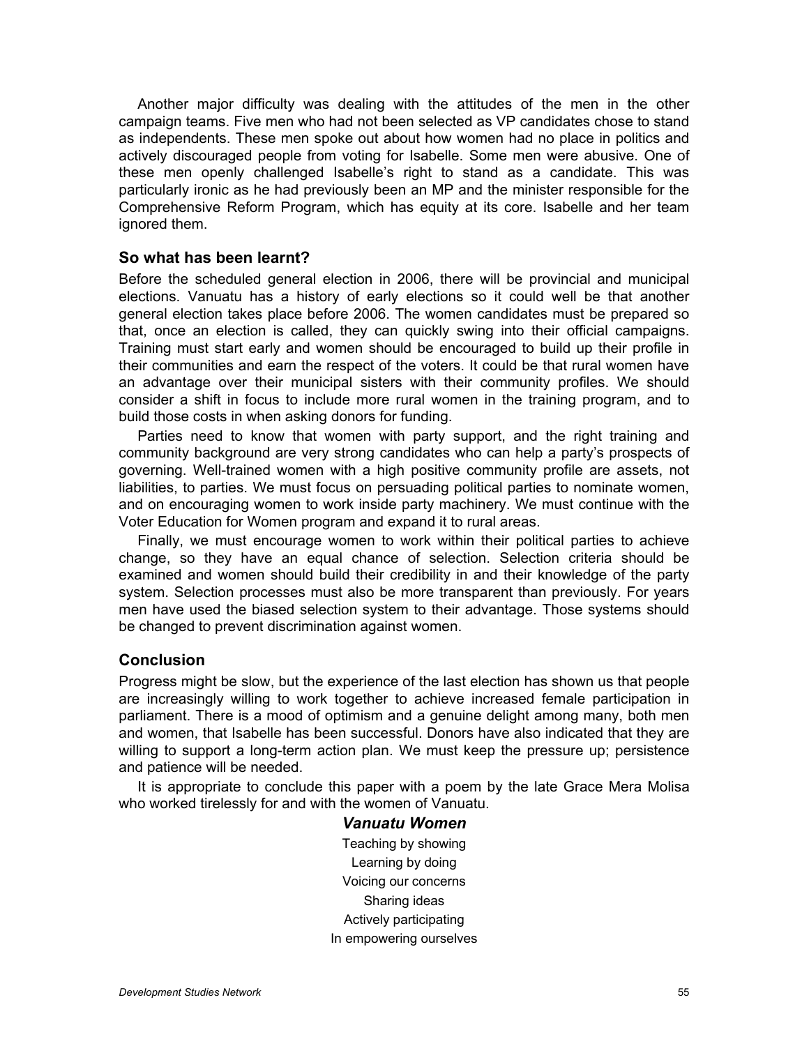Another major difficulty was dealing with the attitudes of the men in the other campaign teams. Five men who had not been selected as VP candidates chose to stand as independents. These men spoke out about how women had no place in politics and actively discouraged people from voting for Isabelle. Some men were abusive. One of these men openly challenged Isabelle's right to stand as a candidate. This was particularly ironic as he had previously been an MP and the minister responsible for the Comprehensive Reform Program, which has equity at its core. Isabelle and her team ignored them.

### So what has been learnt?

Before the scheduled general election in 2006, there will be provincial and municipal elections. Vanuatu has a history of early elections so it could well be that another general election takes place before 2006. The women candidates must be prepared so that, once an election is called, they can quickly swing into their official campaigns. Training must start early and women should be encouraged to build up their profile in their communities and earn the respect of the voters. It could be that rural women have an advantage over their municipal sisters with their community profiles. We should consider a shift in focus to include more rural women in the training program, and to build those costs in when asking donors for funding.

Parties need to know that women with party support, and the right training and community background are very strong candidates who can help a party's prospects of governing. Well-trained women with a high positive community profile are assets, not liabilities, to parties. We must focus on persuading political parties to nominate women, and on encouraging women to work inside party machinery. We must continue with the Voter Education for Women program and expand it to rural areas.

Finally, we must encourage women to work within their political parties to achieve change, so they have an equal chance of selection. Selection criteria should be examined and women should build their credibility in and their knowledge of the party system. Selection processes must also be more transparent than previously. For years men have used the biased selection system to their advantage. Those systems should be changed to prevent discrimination against women.

## Conclusion

Progress might be slow, but the experience of the last election has shown us that people are increasingly willing to work together to achieve increased female participation in parliament. There is a mood of optimism and a genuine delight among many, both men and women, that Isabelle has been successful. Donors have also indicated that they are willing to support a long-term action plan. We must keep the pressure up; persistence and patience will be needed.

It is appropriate to conclude this paper with a poem by the late Grace Mera Molisa who worked tirelessly for and with the women of Vanuatu.

***Vanuatu Women***

Teaching by showing  
Learning by doing  
Voicing our concerns  
Sharing ideas  
Actively participating  
In empowering ourselves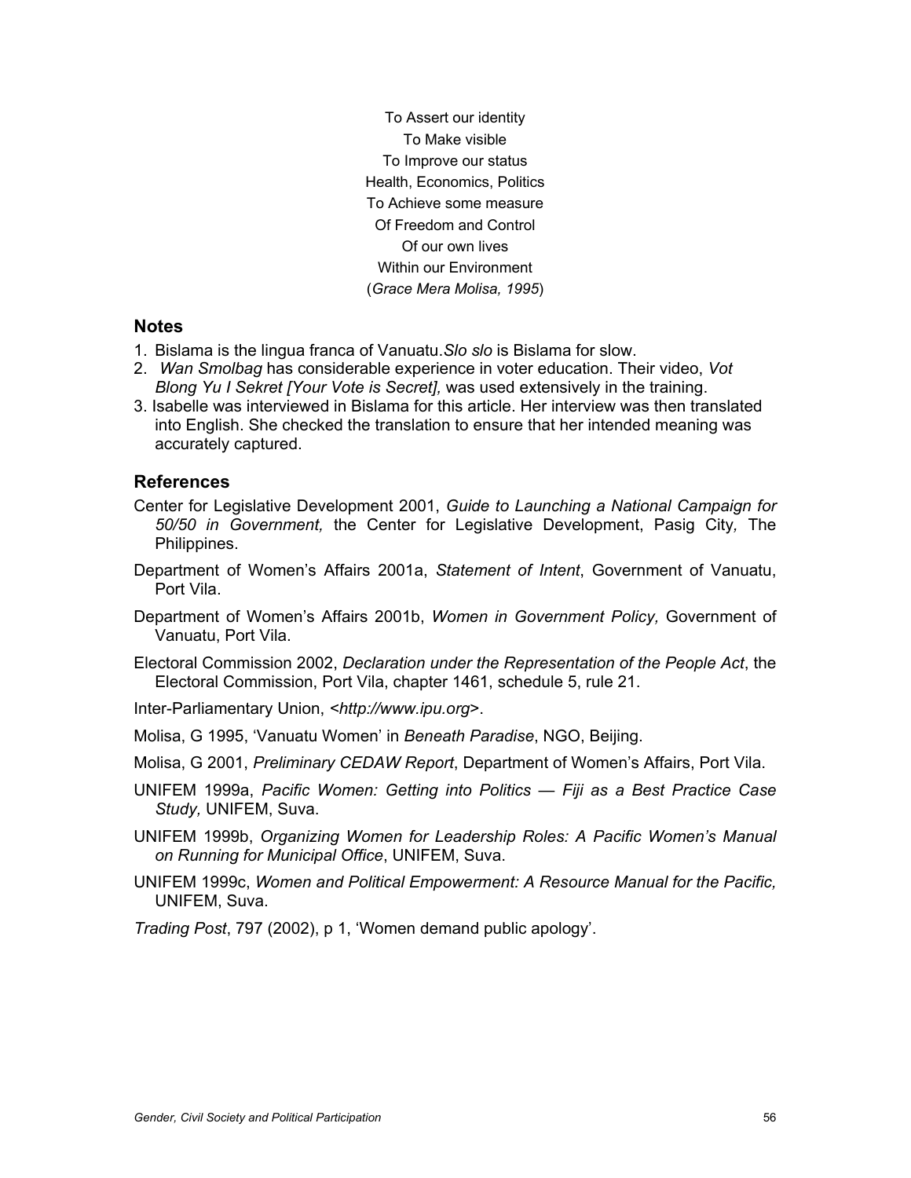To Assert our identity
To Make visible
To Improve our status
Health, Economics, Politics
To Achieve some measure
Of Freedom and Control
Of our own lives
Within our Environment
(*Grace Mera Molisa, 1995*)

## Notes

1. Bislama is the lingua franca of Vanuatu. *Slo slo* is Bislama for slow.
2. *Wan Smolbag* has considerable experience in voter education. Their video, *Vot Blong Yu I Sekret [Your Vote is Secret],* was used extensively in the training.
3. Isabelle was interviewed in Bislama for this article. Her interview was then translated into English. She checked the translation to ensure that her intended meaning was accurately captured.

## References

Center for Legislative Development 2001, *Guide to Launching a National Campaign for 50/50 in Government,* the Center for Legislative Development, Pasig City, The Philippines.

Department of Women's Affairs 2001a, *Statement of Intent*, Government of Vanuatu, Port Vila.

Department of Women's Affairs 2001b, *Women in Government Policy,* Government of Vanuatu, Port Vila.

Electoral Commission 2002, *Declaration under the Representation of the People Act*, the Electoral Commission, Port Vila, chapter 1461, schedule 5, rule 21.

Inter-Parliamentary Union, <*http://www.ipu.org*>.

Molisa, G 1995, 'Vanuatu Women' in *Beneath Paradise*, NGO, Beijing.

Molisa, G 2001, *Preliminary CEDAW Report*, Department of Women's Affairs, Port Vila.

UNIFEM 1999a, *Pacific Women: Getting into Politics — Fiji as a Best Practice Case Study,* UNIFEM, Suva.

UNIFEM 1999b, *Organizing Women for Leadership Roles: A Pacific Women's Manual on Running for Municipal Office*, UNIFEM, Suva.

UNIFEM 1999c, *Women and Political Empowerment: A Resource Manual for the Pacific,* UNIFEM, Suva.

*Trading Post*, 797 (2002), p 1, 'Women demand public apology'.